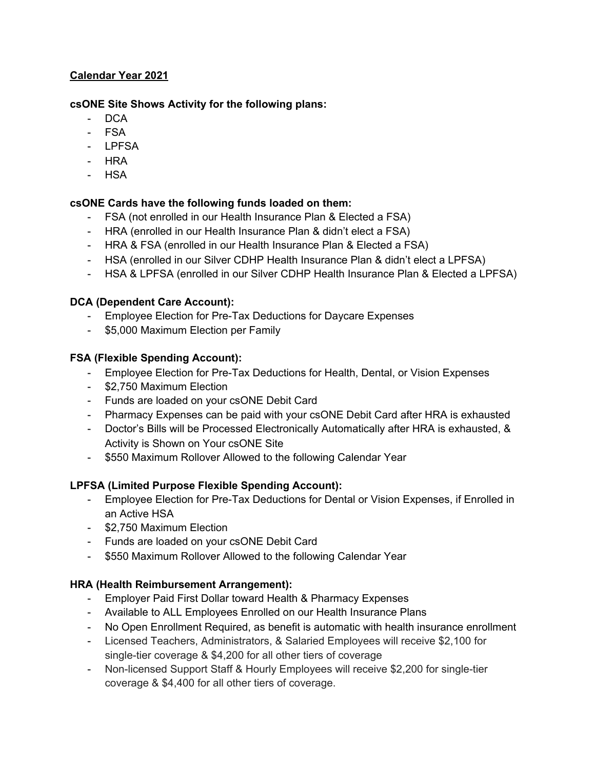**<u>Calendar Year 2021</u>**

**csONE Site Shows Activity for the following plans:**

- DCA
- FSA
- LPFSA
- HRA
- HSA

**csONE Cards have the following funds loaded on them:**

- FSA (not enrolled in our Health Insurance Plan & Elected a FSA)
- HRA (enrolled in our Health Insurance Plan & didn't elect a FSA)
- HRA & FSA (enrolled in our Health Insurance Plan & Elected a FSA)
- HSA (enrolled in our Silver CDHP Health Insurance Plan & didn't elect a LPFSA)
- HSA & LPFSA (enrolled in our Silver CDHP Health Insurance Plan & Elected a LPFSA)

**DCA (Dependent Care Account):**

- Employee Election for Pre-Tax Deductions for Daycare Expenses
- $5,000 Maximum Election per Family

**FSA (Flexible Spending Account):**

- Employee Election for Pre-Tax Deductions for Health, Dental, or Vision Expenses
- $2,750 Maximum Election
- Funds are loaded on your csONE Debit Card
- Pharmacy Expenses can be paid with your csONE Debit Card after HRA is exhausted
- Doctor's Bills will be Processed Electronically Automatically after HRA is exhausted, & Activity is Shown on Your csONE Site
- $550 Maximum Rollover Allowed to the following Calendar Year

**LPFSA (Limited Purpose Flexible Spending Account):**

- Employee Election for Pre-Tax Deductions for Dental or Vision Expenses, if Enrolled in an Active HSA
- $2,750 Maximum Election
- Funds are loaded on your csONE Debit Card
- $550 Maximum Rollover Allowed to the following Calendar Year

**HRA (Health Reimbursement Arrangement):**

- Employer Paid First Dollar toward Health & Pharmacy Expenses
- Available to ALL Employees Enrolled on our Health Insurance Plans
- No Open Enrollment Required, as benefit is automatic with health insurance enrollment
- Licensed Teachers, Administrators, & Salaried Employees will receive $2,100 for single-tier coverage & $4,200 for all other tiers of coverage
- Non-licensed Support Staff & Hourly Employees will receive $2,200 for single-tier coverage & $4,400 for all other tiers of coverage.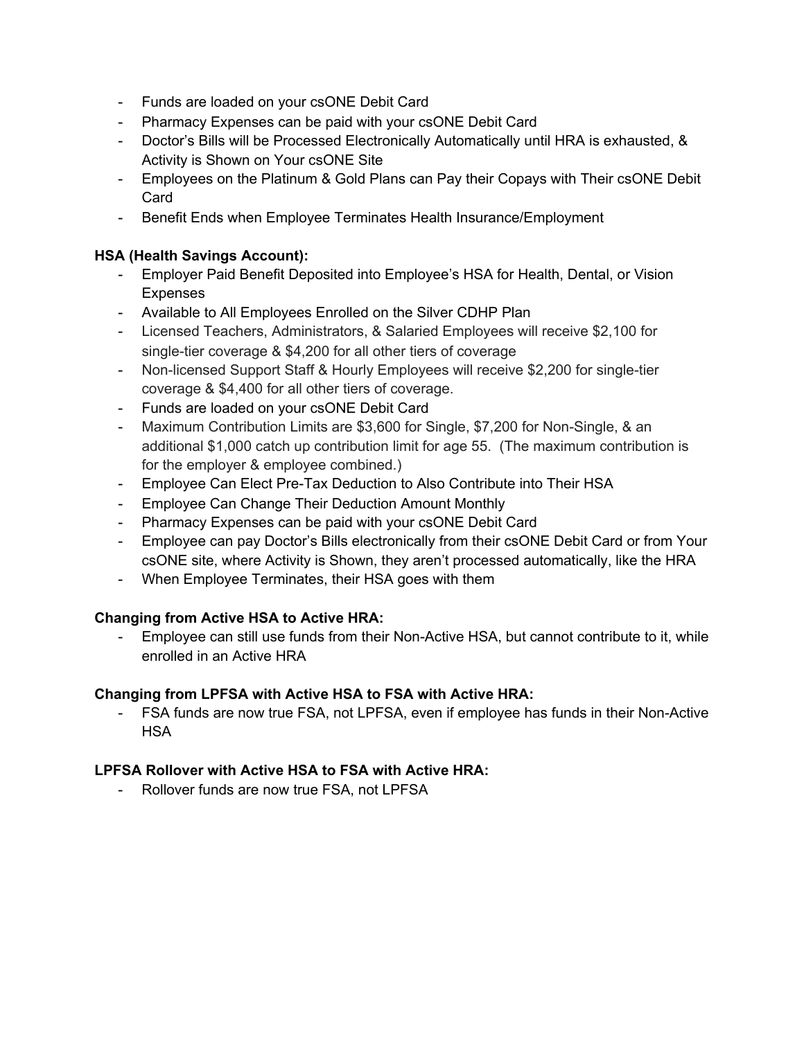- Funds are loaded on your csONE Debit Card
- Pharmacy Expenses can be paid with your csONE Debit Card
- Doctor's Bills will be Processed Electronically Automatically until HRA is exhausted, & Activity is Shown on Your csONE Site
- Employees on the Platinum & Gold Plans can Pay their Copays with Their csONE Debit Card
- Benefit Ends when Employee Terminates Health Insurance/Employment

**HSA (Health Savings Account):**

- Employer Paid Benefit Deposited into Employee's HSA for Health, Dental, or Vision Expenses
- Available to All Employees Enrolled on the Silver CDHP Plan
- Licensed Teachers, Administrators, & Salaried Employees will receive $2,100 for single-tier coverage & $4,200 for all other tiers of coverage
- Non-licensed Support Staff & Hourly Employees will receive $2,200 for single-tier coverage & $4,400 for all other tiers of coverage.
- Funds are loaded on your csONE Debit Card
- Maximum Contribution Limits are $3,600 for Single, $7,200 for Non-Single, & an additional $1,000 catch up contribution limit for age 55. (The maximum contribution is for the employer & employee combined.)
- Employee Can Elect Pre-Tax Deduction to Also Contribute into Their HSA
- Employee Can Change Their Deduction Amount Monthly
- Pharmacy Expenses can be paid with your csONE Debit Card
- Employee can pay Doctor's Bills electronically from their csONE Debit Card or from Your csONE site, where Activity is Shown, they aren't processed automatically, like the HRA
- When Employee Terminates, their HSA goes with them

**Changing from Active HSA to Active HRA:**

- Employee can still use funds from their Non-Active HSA, but cannot contribute to it, while enrolled in an Active HRA

**Changing from LPFSA with Active HSA to FSA with Active HRA:**

- FSA funds are now true FSA, not LPFSA, even if employee has funds in their Non-Active HSA

**LPFSA Rollover with Active HSA to FSA with Active HRA:**

- Rollover funds are now true FSA, not LPFSA